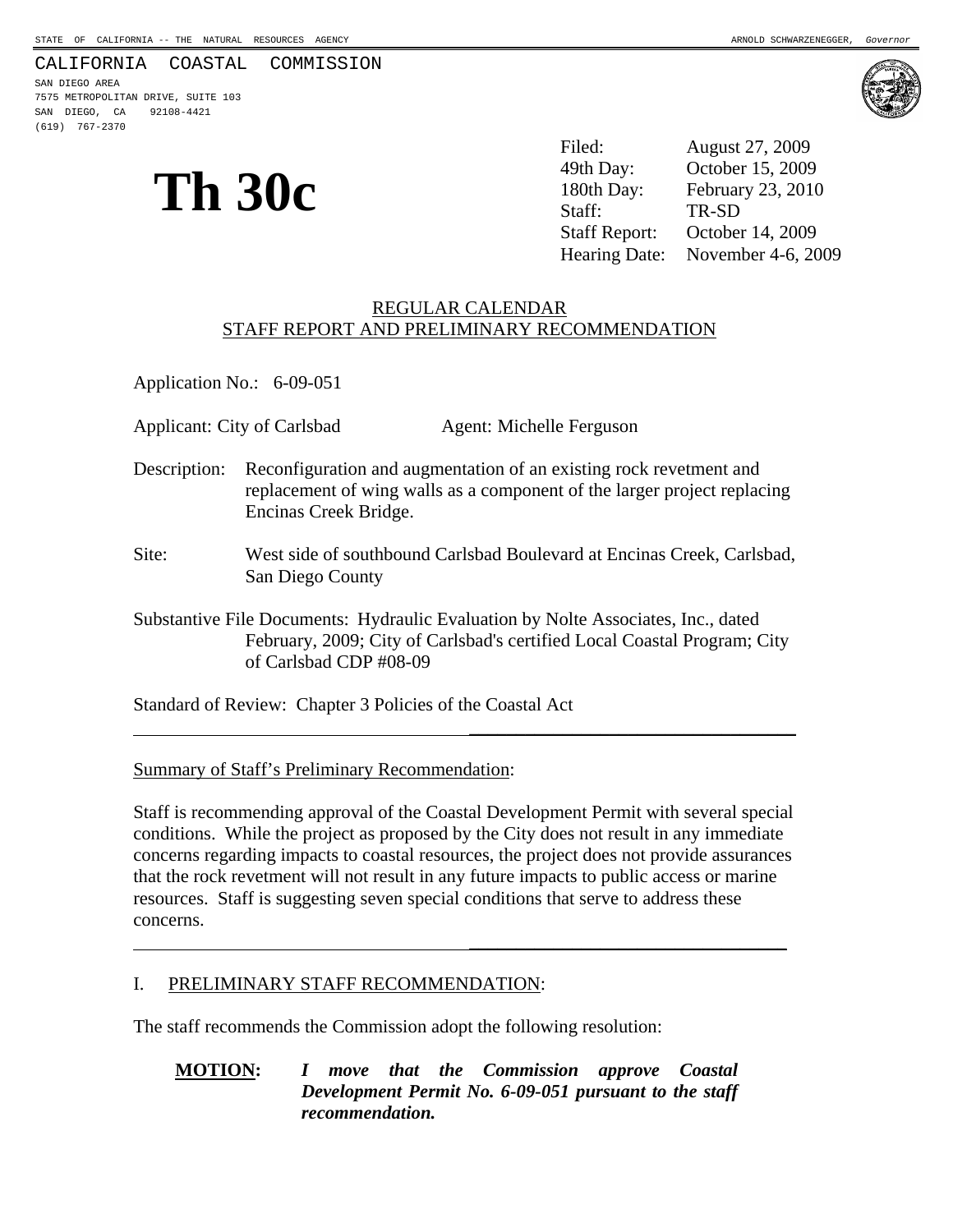STATE OF CALIFORNIA -- THE NATURAL RESOURCES AGENCY — ARNOLD SCHWARZENEGGER, *Governor*

CALIFORNIA COASTAL COMMISSION
SAN DIEGO AREA
7575 METROPOLITAN DRIVE, SUITE 103
SAN DIEGO, CA 92108-4421
(619) 767-2370

# Th 30c

| | |
|---|---|
| Filed: | August 27, 2009 |
| 49th Day: | October 15, 2009 |
| 180th Day: | February 23, 2010 |
| Staff: | TR-SD |
| Staff Report: | October 14, 2009 |
| Hearing Date: | November 4-6, 2009 |

## REGULAR CALENDAR
## STAFF REPORT AND PRELIMINARY RECOMMENDATION

Application No.: 6-09-051

Applicant: City of Carlsbad — Agent: Michelle Ferguson

Description: Reconfiguration and augmentation of an existing rock revetment and replacement of wing walls as a component of the larger project replacing Encinas Creek Bridge.

Site: West side of southbound Carlsbad Boulevard at Encinas Creek, Carlsbad, San Diego County

Substantive File Documents: Hydraulic Evaluation by Nolte Associates, Inc., dated February, 2009; City of Carlsbad's certified Local Coastal Program; City of Carlsbad CDP #08-09

Standard of Review: Chapter 3 Policies of the Coastal Act

---

Summary of Staff's Preliminary Recommendation:

Staff is recommending approval of the Coastal Development Permit with several special conditions. While the project as proposed by the City does not result in any immediate concerns regarding impacts to coastal resources, the project does not provide assurances that the rock revetment will not result in any future impacts to public access or marine resources. Staff is suggesting seven special conditions that serve to address these concerns.

---

## I. PRELIMINARY STAFF RECOMMENDATION:

The staff recommends the Commission adopt the following resolution:

**MOTION:** ***I move that the Commission approve Coastal Development Permit No. 6-09-051 pursuant to the staff recommendation.***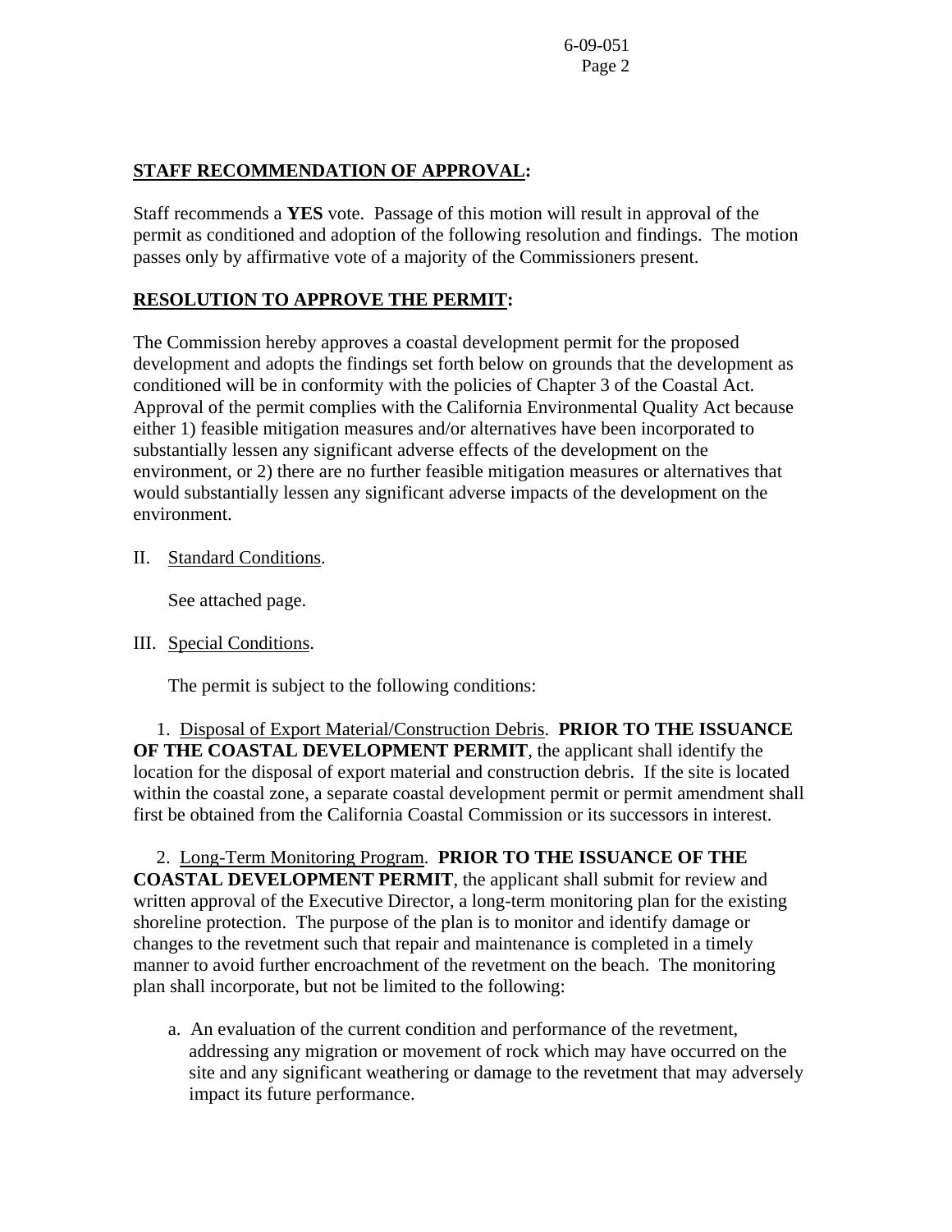**STAFF RECOMMENDATION OF APPROVAL:**

Staff recommends a **YES** vote. Passage of this motion will result in approval of the permit as conditioned and adoption of the following resolution and findings. The motion passes only by affirmative vote of a majority of the Commissioners present.

**RESOLUTION TO APPROVE THE PERMIT:**

The Commission hereby approves a coastal development permit for the proposed development and adopts the findings set forth below on grounds that the development as conditioned will be in conformity with the policies of Chapter 3 of the Coastal Act. Approval of the permit complies with the California Environmental Quality Act because either 1) feasible mitigation measures and/or alternatives have been incorporated to substantially lessen any significant adverse effects of the development on the environment, or 2) there are no further feasible mitigation measures or alternatives that would substantially lessen any significant adverse impacts of the development on the environment.

II. Standard Conditions.

See attached page.

III. Special Conditions.

The permit is subject to the following conditions:

1. Disposal of Export Material/Construction Debris. **PRIOR TO THE ISSUANCE OF THE COASTAL DEVELOPMENT PERMIT**, the applicant shall identify the location for the disposal of export material and construction debris. If the site is located within the coastal zone, a separate coastal development permit or permit amendment shall first be obtained from the California Coastal Commission or its successors in interest.

2. Long-Term Monitoring Program. **PRIOR TO THE ISSUANCE OF THE COASTAL DEVELOPMENT PERMIT**, the applicant shall submit for review and written approval of the Executive Director, a long-term monitoring plan for the existing shoreline protection. The purpose of the plan is to monitor and identify damage or changes to the revetment such that repair and maintenance is completed in a timely manner to avoid further encroachment of the revetment on the beach. The monitoring plan shall incorporate, but not be limited to the following:

   a. An evaluation of the current condition and performance of the revetment, addressing any migration or movement of rock which may have occurred on the site and any significant weathering or damage to the revetment that may adversely impact its future performance.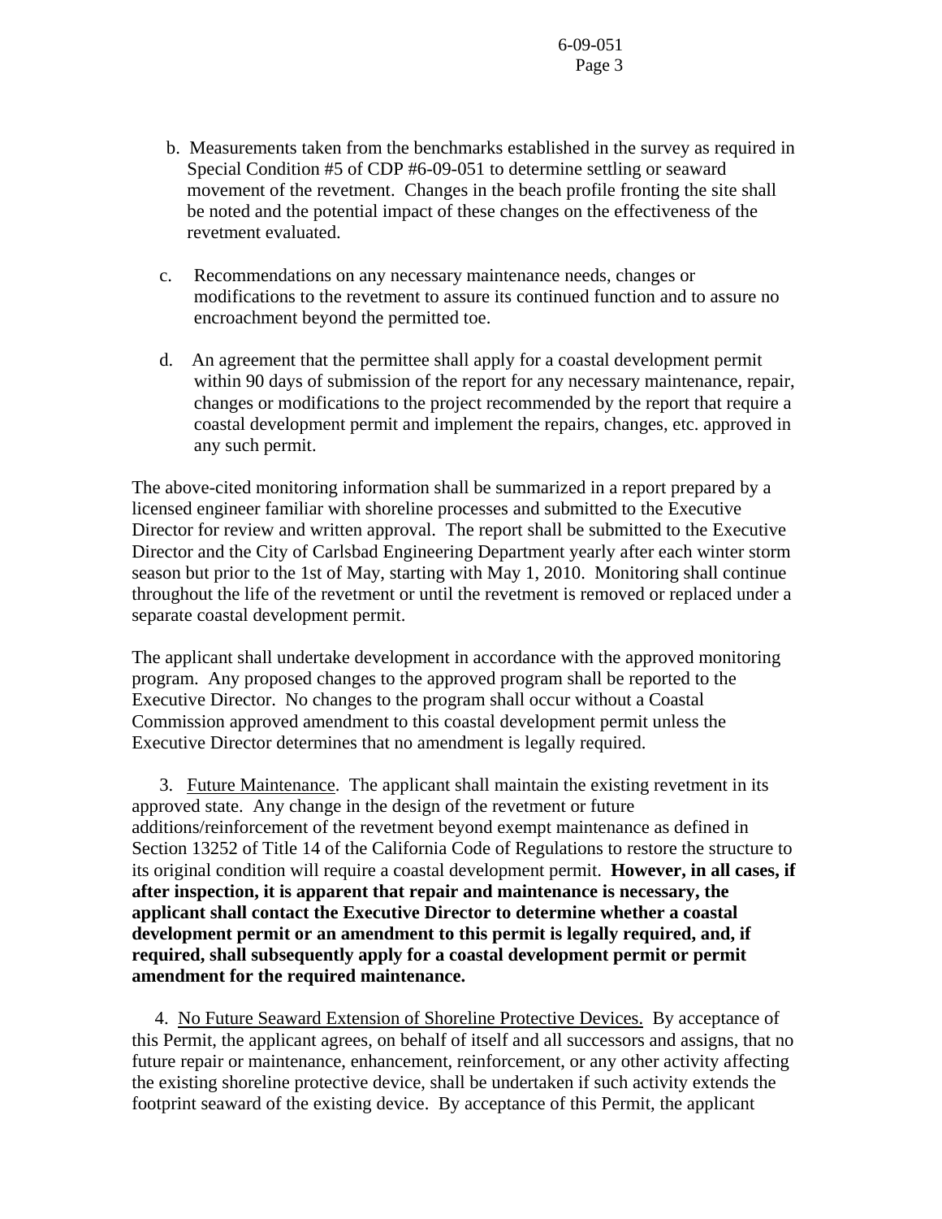b. Measurements taken from the benchmarks established in the survey as required in Special Condition #5 of CDP #6-09-051 to determine settling or seaward movement of the revetment. Changes in the beach profile fronting the site shall be noted and the potential impact of these changes on the effectiveness of the revetment evaluated.

c. Recommendations on any necessary maintenance needs, changes or modifications to the revetment to assure its continued function and to assure no encroachment beyond the permitted toe.

d. An agreement that the permittee shall apply for a coastal development permit within 90 days of submission of the report for any necessary maintenance, repair, changes or modifications to the project recommended by the report that require a coastal development permit and implement the repairs, changes, etc. approved in any such permit.

The above-cited monitoring information shall be summarized in a report prepared by a licensed engineer familiar with shoreline processes and submitted to the Executive Director for review and written approval. The report shall be submitted to the Executive Director and the City of Carlsbad Engineering Department yearly after each winter storm season but prior to the 1st of May, starting with May 1, 2010. Monitoring shall continue throughout the life of the revetment or until the revetment is removed or replaced under a separate coastal development permit.

The applicant shall undertake development in accordance with the approved monitoring program. Any proposed changes to the approved program shall be reported to the Executive Director. No changes to the program shall occur without a Coastal Commission approved amendment to this coastal development permit unless the Executive Director determines that no amendment is legally required.

3. Future Maintenance. The applicant shall maintain the existing revetment in its approved state. Any change in the design of the revetment or future additions/reinforcement of the revetment beyond exempt maintenance as defined in Section 13252 of Title 14 of the California Code of Regulations to restore the structure to its original condition will require a coastal development permit. **However, in all cases, if after inspection, it is apparent that repair and maintenance is necessary, the applicant shall contact the Executive Director to determine whether a coastal development permit or an amendment to this permit is legally required, and, if required, shall subsequently apply for a coastal development permit or permit amendment for the required maintenance.**

4. No Future Seaward Extension of Shoreline Protective Devices. By acceptance of this Permit, the applicant agrees, on behalf of itself and all successors and assigns, that no future repair or maintenance, enhancement, reinforcement, or any other activity affecting the existing shoreline protective device, shall be undertaken if such activity extends the footprint seaward of the existing device. By acceptance of this Permit, the applicant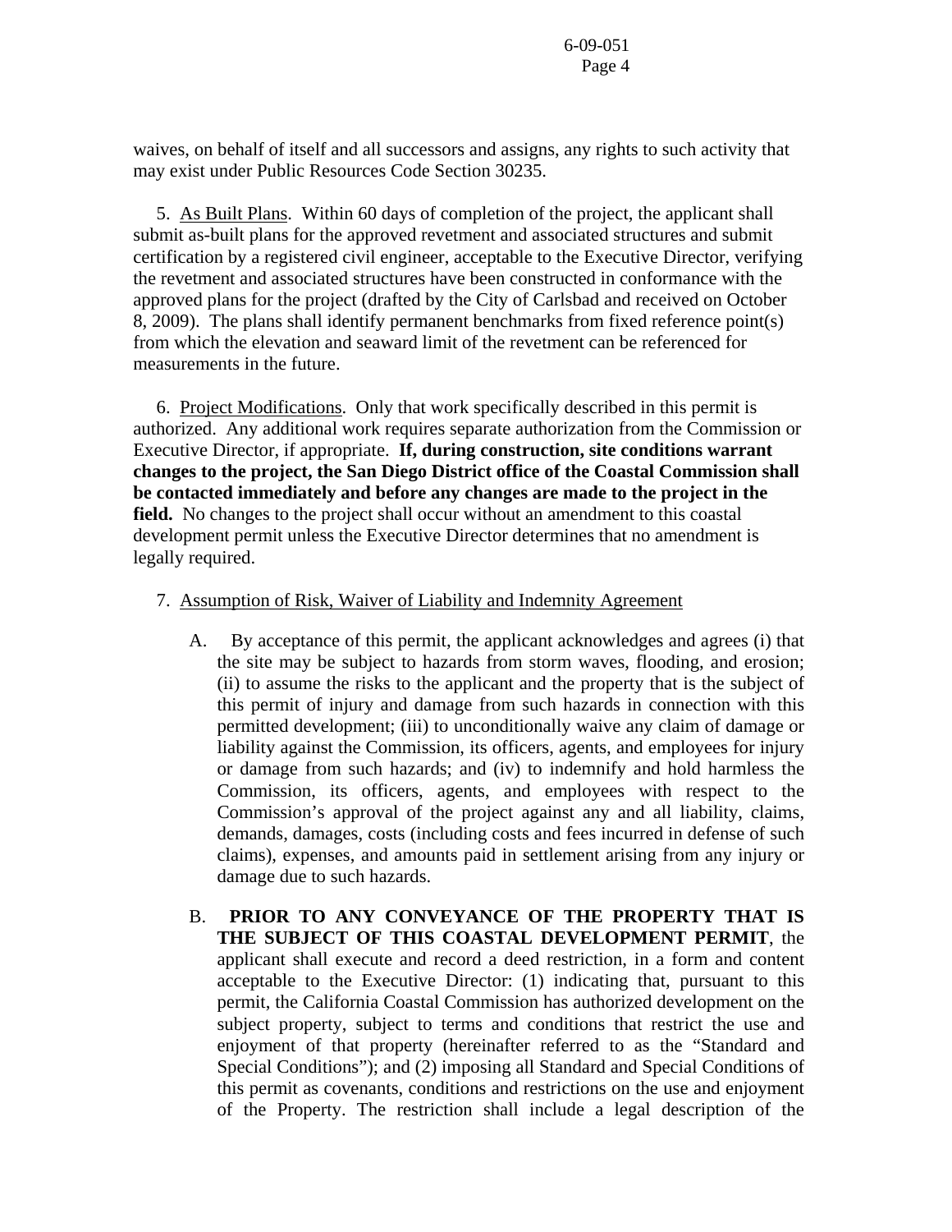waives, on behalf of itself and all successors and assigns, any rights to such activity that may exist under Public Resources Code Section 30235.

5. As Built Plans. Within 60 days of completion of the project, the applicant shall submit as-built plans for the approved revetment and associated structures and submit certification by a registered civil engineer, acceptable to the Executive Director, verifying the revetment and associated structures have been constructed in conformance with the approved plans for the project (drafted by the City of Carlsbad and received on October 8, 2009). The plans shall identify permanent benchmarks from fixed reference point(s) from which the elevation and seaward limit of the revetment can be referenced for measurements in the future.

6. Project Modifications. Only that work specifically described in this permit is authorized. Any additional work requires separate authorization from the Commission or Executive Director, if appropriate. **If, during construction, site conditions warrant changes to the project, the San Diego District office of the Coastal Commission shall be contacted immediately and before any changes are made to the project in the field.** No changes to the project shall occur without an amendment to this coastal development permit unless the Executive Director determines that no amendment is legally required.

7. Assumption of Risk, Waiver of Liability and Indemnity Agreement

A. By acceptance of this permit, the applicant acknowledges and agrees (i) that the site may be subject to hazards from storm waves, flooding, and erosion; (ii) to assume the risks to the applicant and the property that is the subject of this permit of injury and damage from such hazards in connection with this permitted development; (iii) to unconditionally waive any claim of damage or liability against the Commission, its officers, agents, and employees for injury or damage from such hazards; and (iv) to indemnify and hold harmless the Commission, its officers, agents, and employees with respect to the Commission's approval of the project against any and all liability, claims, demands, damages, costs (including costs and fees incurred in defense of such claims), expenses, and amounts paid in settlement arising from any injury or damage due to such hazards.

B. **PRIOR TO ANY CONVEYANCE OF THE PROPERTY THAT IS THE SUBJECT OF THIS COASTAL DEVELOPMENT PERMIT**, the applicant shall execute and record a deed restriction, in a form and content acceptable to the Executive Director: (1) indicating that, pursuant to this permit, the California Coastal Commission has authorized development on the subject property, subject to terms and conditions that restrict the use and enjoyment of that property (hereinafter referred to as the "Standard and Special Conditions"); and (2) imposing all Standard and Special Conditions of this permit as covenants, conditions and restrictions on the use and enjoyment of the Property. The restriction shall include a legal description of the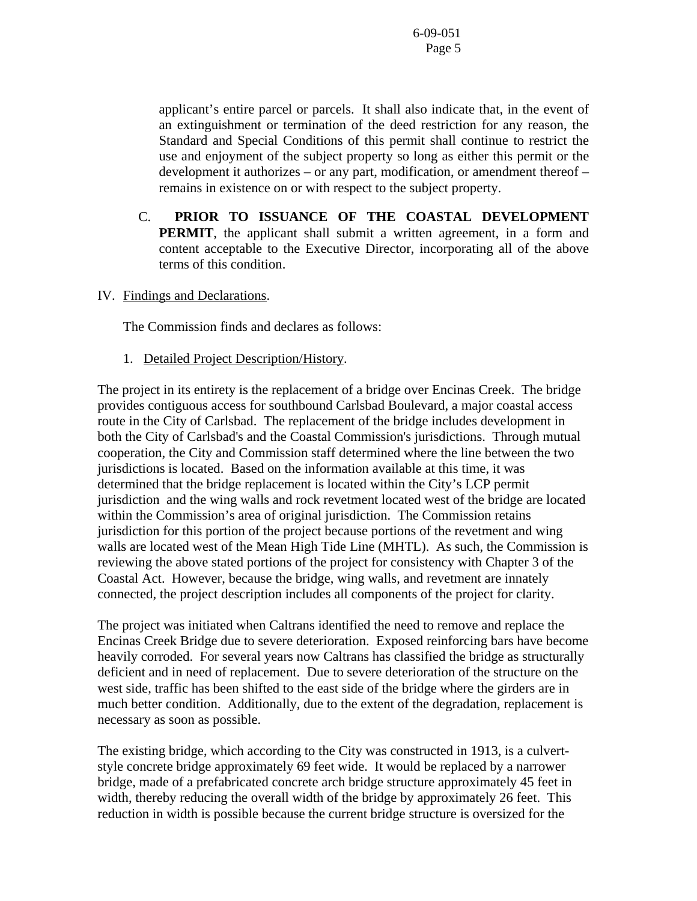applicant's entire parcel or parcels. It shall also indicate that, in the event of an extinguishment or termination of the deed restriction for any reason, the Standard and Special Conditions of this permit shall continue to restrict the use and enjoyment of the subject property so long as either this permit or the development it authorizes – or any part, modification, or amendment thereof – remains in existence on or with respect to the subject property.

C. **PRIOR TO ISSUANCE OF THE COASTAL DEVELOPMENT PERMIT**, the applicant shall submit a written agreement, in a form and content acceptable to the Executive Director, incorporating all of the above terms of this condition.

IV. Findings and Declarations.

The Commission finds and declares as follows:

1. Detailed Project Description/History.

The project in its entirety is the replacement of a bridge over Encinas Creek. The bridge provides contiguous access for southbound Carlsbad Boulevard, a major coastal access route in the City of Carlsbad. The replacement of the bridge includes development in both the City of Carlsbad's and the Coastal Commission's jurisdictions. Through mutual cooperation, the City and Commission staff determined where the line between the two jurisdictions is located. Based on the information available at this time, it was determined that the bridge replacement is located within the City's LCP permit jurisdiction and the wing walls and rock revetment located west of the bridge are located within the Commission's area of original jurisdiction. The Commission retains jurisdiction for this portion of the project because portions of the revetment and wing walls are located west of the Mean High Tide Line (MHTL). As such, the Commission is reviewing the above stated portions of the project for consistency with Chapter 3 of the Coastal Act. However, because the bridge, wing walls, and revetment are innately connected, the project description includes all components of the project for clarity.

The project was initiated when Caltrans identified the need to remove and replace the Encinas Creek Bridge due to severe deterioration. Exposed reinforcing bars have become heavily corroded. For several years now Caltrans has classified the bridge as structurally deficient and in need of replacement. Due to severe deterioration of the structure on the west side, traffic has been shifted to the east side of the bridge where the girders are in much better condition. Additionally, due to the extent of the degradation, replacement is necessary as soon as possible.

The existing bridge, which according to the City was constructed in 1913, is a culvert-style concrete bridge approximately 69 feet wide. It would be replaced by a narrower bridge, made of a prefabricated concrete arch bridge structure approximately 45 feet in width, thereby reducing the overall width of the bridge by approximately 26 feet. This reduction in width is possible because the current bridge structure is oversized for the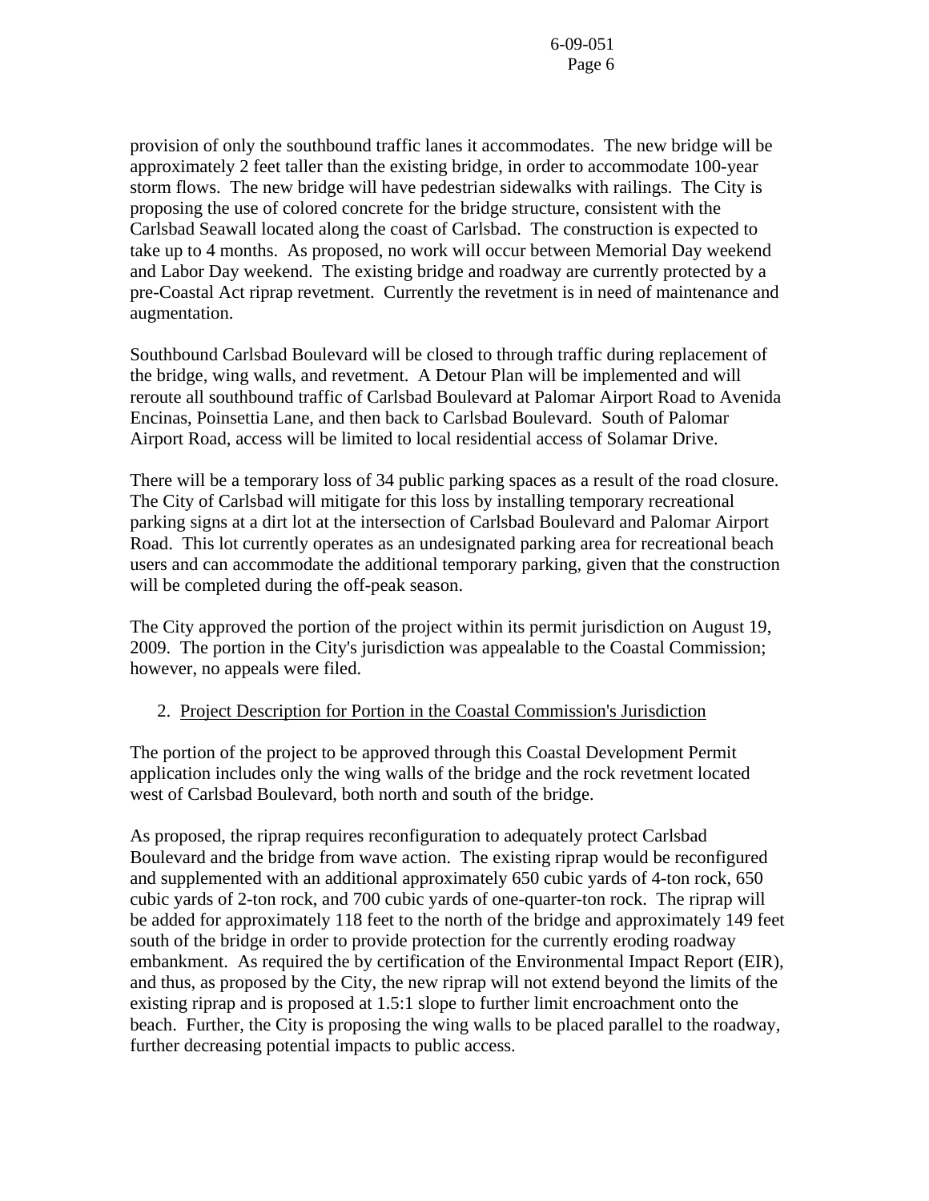provision of only the southbound traffic lanes it accommodates. The new bridge will be approximately 2 feet taller than the existing bridge, in order to accommodate 100-year storm flows. The new bridge will have pedestrian sidewalks with railings. The City is proposing the use of colored concrete for the bridge structure, consistent with the Carlsbad Seawall located along the coast of Carlsbad. The construction is expected to take up to 4 months. As proposed, no work will occur between Memorial Day weekend and Labor Day weekend. The existing bridge and roadway are currently protected by a pre-Coastal Act riprap revetment. Currently the revetment is in need of maintenance and augmentation.

Southbound Carlsbad Boulevard will be closed to through traffic during replacement of the bridge, wing walls, and revetment. A Detour Plan will be implemented and will reroute all southbound traffic of Carlsbad Boulevard at Palomar Airport Road to Avenida Encinas, Poinsettia Lane, and then back to Carlsbad Boulevard. South of Palomar Airport Road, access will be limited to local residential access of Solamar Drive.

There will be a temporary loss of 34 public parking spaces as a result of the road closure. The City of Carlsbad will mitigate for this loss by installing temporary recreational parking signs at a dirt lot at the intersection of Carlsbad Boulevard and Palomar Airport Road. This lot currently operates as an undesignated parking area for recreational beach users and can accommodate the additional temporary parking, given that the construction will be completed during the off-peak season.

The City approved the portion of the project within its permit jurisdiction on August 19, 2009. The portion in the City's jurisdiction was appealable to the Coastal Commission; however, no appeals were filed.

2. Project Description for Portion in the Coastal Commission's Jurisdiction

The portion of the project to be approved through this Coastal Development Permit application includes only the wing walls of the bridge and the rock revetment located west of Carlsbad Boulevard, both north and south of the bridge.

As proposed, the riprap requires reconfiguration to adequately protect Carlsbad Boulevard and the bridge from wave action. The existing riprap would be reconfigured and supplemented with an additional approximately 650 cubic yards of 4-ton rock, 650 cubic yards of 2-ton rock, and 700 cubic yards of one-quarter-ton rock. The riprap will be added for approximately 118 feet to the north of the bridge and approximately 149 feet south of the bridge in order to provide protection for the currently eroding roadway embankment. As required the by certification of the Environmental Impact Report (EIR), and thus, as proposed by the City, the new riprap will not extend beyond the limits of the existing riprap and is proposed at 1.5:1 slope to further limit encroachment onto the beach. Further, the City is proposing the wing walls to be placed parallel to the roadway, further decreasing potential impacts to public access.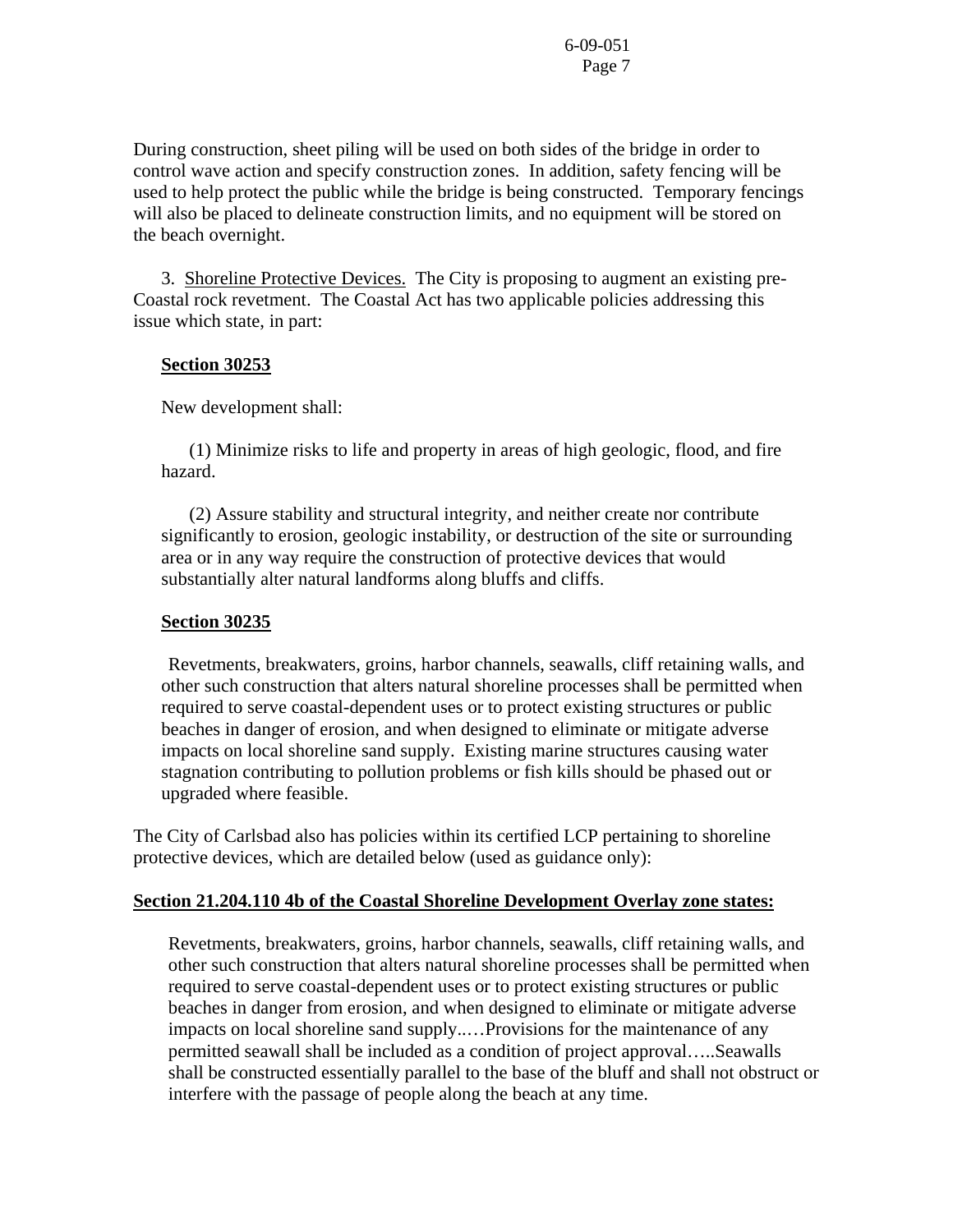During construction, sheet piling will be used on both sides of the bridge in order to control wave action and specify construction zones. In addition, safety fencing will be used to help protect the public while the bridge is being constructed. Temporary fencings will also be placed to delineate construction limits, and no equipment will be stored on the beach overnight.

3. Shoreline Protective Devices. The City is proposing to augment an existing pre-Coastal rock revetment. The Coastal Act has two applicable policies addressing this issue which state, in part:

**Section 30253**

New development shall:

(1) Minimize risks to life and property in areas of high geologic, flood, and fire hazard.

(2) Assure stability and structural integrity, and neither create nor contribute significantly to erosion, geologic instability, or destruction of the site or surrounding area or in any way require the construction of protective devices that would substantially alter natural landforms along bluffs and cliffs.

**Section 30235**

Revetments, breakwaters, groins, harbor channels, seawalls, cliff retaining walls, and other such construction that alters natural shoreline processes shall be permitted when required to serve coastal-dependent uses or to protect existing structures or public beaches in danger of erosion, and when designed to eliminate or mitigate adverse impacts on local shoreline sand supply. Existing marine structures causing water stagnation contributing to pollution problems or fish kills should be phased out or upgraded where feasible.

The City of Carlsbad also has policies within its certified LCP pertaining to shoreline protective devices, which are detailed below (used as guidance only):

**Section 21.204.110 4b of the Coastal Shoreline Development Overlay zone states:**

Revetments, breakwaters, groins, harbor channels, seawalls, cliff retaining walls, and other such construction that alters natural shoreline processes shall be permitted when required to serve coastal-dependent uses or to protect existing structures or public beaches in danger from erosion, and when designed to eliminate or mitigate adverse impacts on local shoreline sand supply..…Provisions for the maintenance of any permitted seawall shall be included as a condition of project approval…..Seawalls shall be constructed essentially parallel to the base of the bluff and shall not obstruct or interfere with the passage of people along the beach at any time.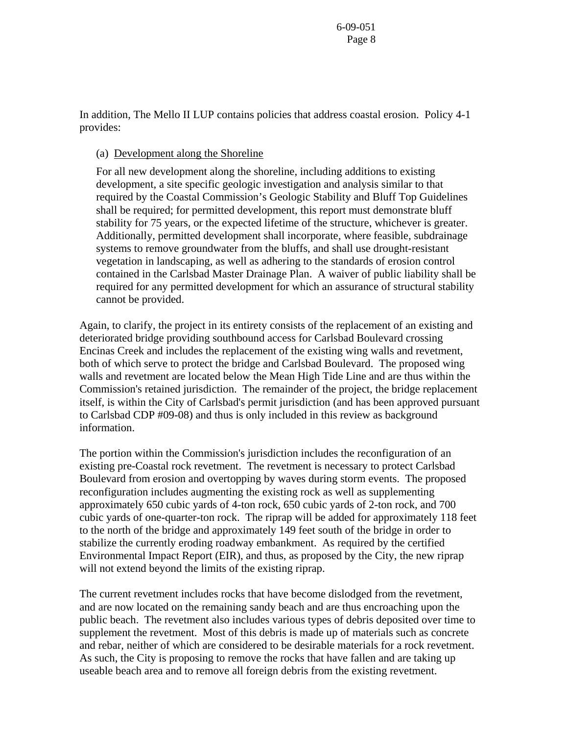In addition, The Mello II LUP contains policies that address coastal erosion. Policy 4-1 provides:

> (a) Development along the Shoreline
>
> For all new development along the shoreline, including additions to existing development, a site specific geologic investigation and analysis similar to that required by the Coastal Commission's Geologic Stability and Bluff Top Guidelines shall be required; for permitted development, this report must demonstrate bluff stability for 75 years, or the expected lifetime of the structure, whichever is greater. Additionally, permitted development shall incorporate, where feasible, subdrainage systems to remove groundwater from the bluffs, and shall use drought-resistant vegetation in landscaping, as well as adhering to the standards of erosion control contained in the Carlsbad Master Drainage Plan. A waiver of public liability shall be required for any permitted development for which an assurance of structural stability cannot be provided.

Again, to clarify, the project in its entirety consists of the replacement of an existing and deteriorated bridge providing southbound access for Carlsbad Boulevard crossing Encinas Creek and includes the replacement of the existing wing walls and revetment, both of which serve to protect the bridge and Carlsbad Boulevard. The proposed wing walls and revetment are located below the Mean High Tide Line and are thus within the Commission's retained jurisdiction. The remainder of the project, the bridge replacement itself, is within the City of Carlsbad's permit jurisdiction (and has been approved pursuant to Carlsbad CDP #09-08) and thus is only included in this review as background information.

The portion within the Commission's jurisdiction includes the reconfiguration of an existing pre-Coastal rock revetment. The revetment is necessary to protect Carlsbad Boulevard from erosion and overtopping by waves during storm events. The proposed reconfiguration includes augmenting the existing rock as well as supplementing approximately 650 cubic yards of 4-ton rock, 650 cubic yards of 2-ton rock, and 700 cubic yards of one-quarter-ton rock. The riprap will be added for approximately 118 feet to the north of the bridge and approximately 149 feet south of the bridge in order to stabilize the currently eroding roadway embankment. As required by the certified Environmental Impact Report (EIR), and thus, as proposed by the City, the new riprap will not extend beyond the limits of the existing riprap.

The current revetment includes rocks that have become dislodged from the revetment, and are now located on the remaining sandy beach and are thus encroaching upon the public beach. The revetment also includes various types of debris deposited over time to supplement the revetment. Most of this debris is made up of materials such as concrete and rebar, neither of which are considered to be desirable materials for a rock revetment. As such, the City is proposing to remove the rocks that have fallen and are taking up useable beach area and to remove all foreign debris from the existing revetment.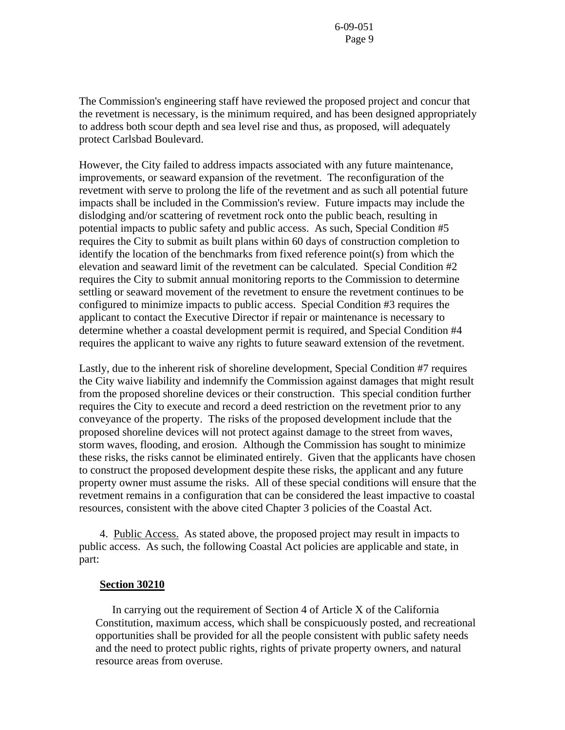The Commission's engineering staff have reviewed the proposed project and concur that the revetment is necessary, is the minimum required, and has been designed appropriately to address both scour depth and sea level rise and thus, as proposed, will adequately protect Carlsbad Boulevard.

However, the City failed to address impacts associated with any future maintenance, improvements, or seaward expansion of the revetment. The reconfiguration of the revetment with serve to prolong the life of the revetment and as such all potential future impacts shall be included in the Commission's review. Future impacts may include the dislodging and/or scattering of revetment rock onto the public beach, resulting in potential impacts to public safety and public access. As such, Special Condition #5 requires the City to submit as built plans within 60 days of construction completion to identify the location of the benchmarks from fixed reference point(s) from which the elevation and seaward limit of the revetment can be calculated. Special Condition #2 requires the City to submit annual monitoring reports to the Commission to determine settling or seaward movement of the revetment to ensure the revetment continues to be configured to minimize impacts to public access. Special Condition #3 requires the applicant to contact the Executive Director if repair or maintenance is necessary to determine whether a coastal development permit is required, and Special Condition #4 requires the applicant to waive any rights to future seaward extension of the revetment.

Lastly, due to the inherent risk of shoreline development, Special Condition #7 requires the City waive liability and indemnify the Commission against damages that might result from the proposed shoreline devices or their construction. This special condition further requires the City to execute and record a deed restriction on the revetment prior to any conveyance of the property. The risks of the proposed development include that the proposed shoreline devices will not protect against damage to the street from waves, storm waves, flooding, and erosion. Although the Commission has sought to minimize these risks, the risks cannot be eliminated entirely. Given that the applicants have chosen to construct the proposed development despite these risks, the applicant and any future property owner must assume the risks. All of these special conditions will ensure that the revetment remains in a configuration that can be considered the least impactive to coastal resources, consistent with the above cited Chapter 3 policies of the Coastal Act.

4. Public Access. As stated above, the proposed project may result in impacts to public access. As such, the following Coastal Act policies are applicable and state, in part:

**Section 30210**

In carrying out the requirement of Section 4 of Article X of the California Constitution, maximum access, which shall be conspicuously posted, and recreational opportunities shall be provided for all the people consistent with public safety needs and the need to protect public rights, rights of private property owners, and natural resource areas from overuse.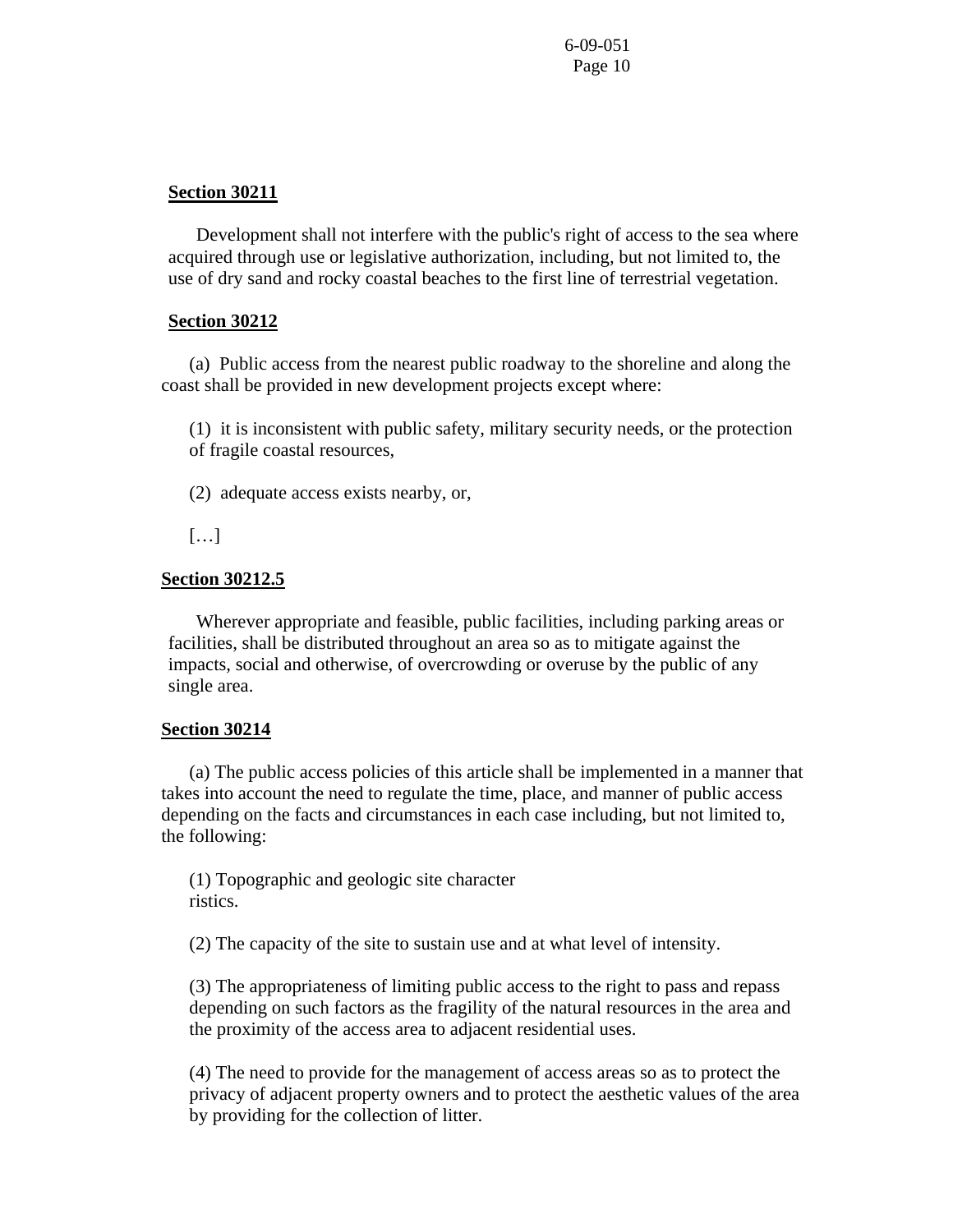**Section 30211**

Development shall not interfere with the public's right of access to the sea where acquired through use or legislative authorization, including, but not limited to, the use of dry sand and rocky coastal beaches to the first line of terrestrial vegetation.

**Section 30212**

(a) Public access from the nearest public roadway to the shoreline and along the coast shall be provided in new development projects except where:

(1) it is inconsistent with public safety, military security needs, or the protection of fragile coastal resources,

(2) adequate access exists nearby, or,

[…]

**Section 30212.5**

Wherever appropriate and feasible, public facilities, including parking areas or facilities, shall be distributed throughout an area so as to mitigate against the impacts, social and otherwise, of overcrowding or overuse by the public of any single area.

**Section 30214**

(a) The public access policies of this article shall be implemented in a manner that takes into account the need to regulate the time, place, and manner of public access depending on the facts and circumstances in each case including, but not limited to, the following:

(1) Topographic and geologic site character
ristics.

(2) The capacity of the site to sustain use and at what level of intensity.

(3) The appropriateness of limiting public access to the right to pass and repass depending on such factors as the fragility of the natural resources in the area and the proximity of the access area to adjacent residential uses.

(4) The need to provide for the management of access areas so as to protect the privacy of adjacent property owners and to protect the aesthetic values of the area by providing for the collection of litter.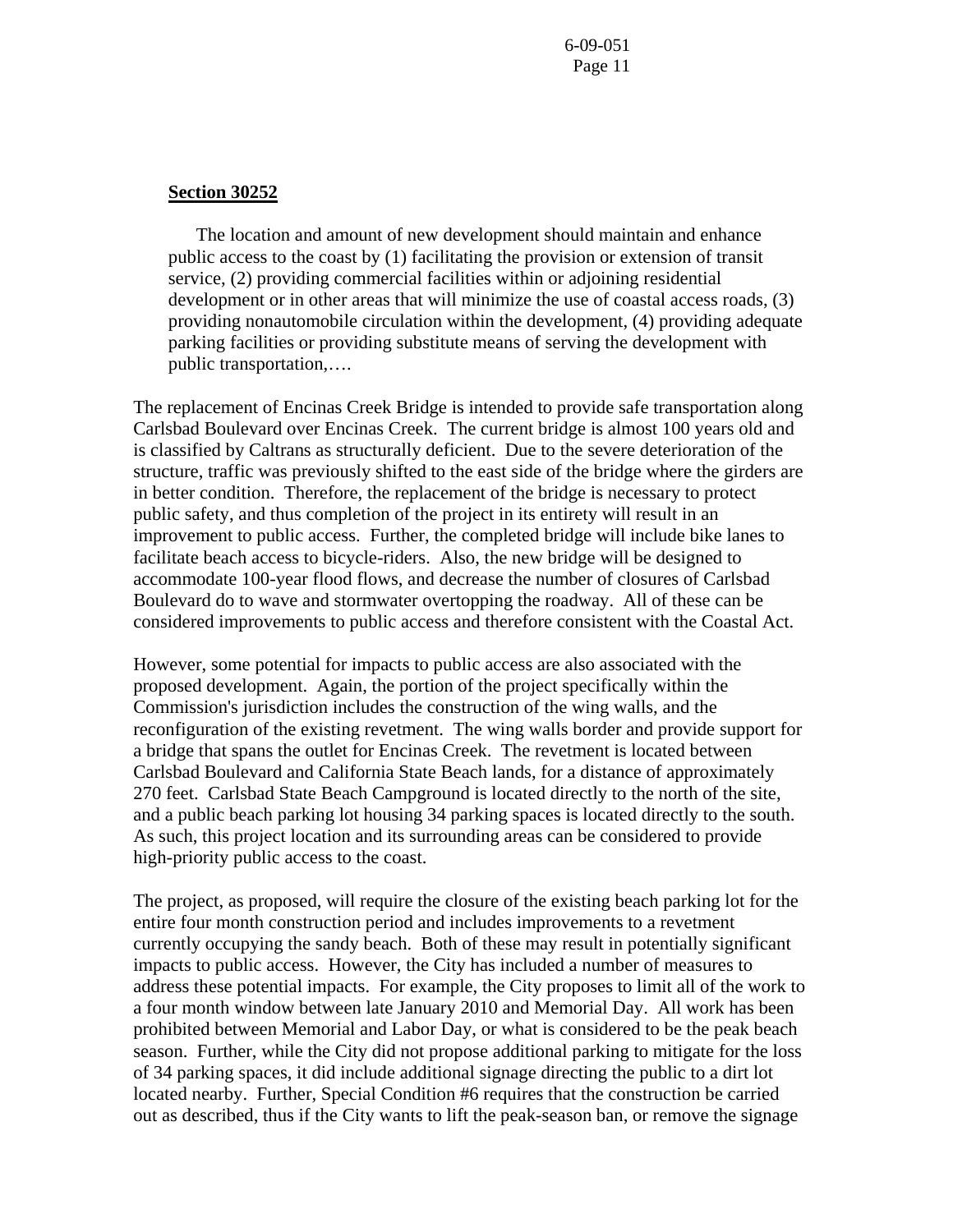**Section 30252**

The location and amount of new development should maintain and enhance public access to the coast by (1) facilitating the provision or extension of transit service, (2) providing commercial facilities within or adjoining residential development or in other areas that will minimize the use of coastal access roads, (3) providing nonautomobile circulation within the development, (4) providing adequate parking facilities or providing substitute means of serving the development with public transportation,….

The replacement of Encinas Creek Bridge is intended to provide safe transportation along Carlsbad Boulevard over Encinas Creek. The current bridge is almost 100 years old and is classified by Caltrans as structurally deficient. Due to the severe deterioration of the structure, traffic was previously shifted to the east side of the bridge where the girders are in better condition. Therefore, the replacement of the bridge is necessary to protect public safety, and thus completion of the project in its entirety will result in an improvement to public access. Further, the completed bridge will include bike lanes to facilitate beach access to bicycle-riders. Also, the new bridge will be designed to accommodate 100-year flood flows, and decrease the number of closures of Carlsbad Boulevard do to wave and stormwater overtopping the roadway. All of these can be considered improvements to public access and therefore consistent with the Coastal Act.

However, some potential for impacts to public access are also associated with the proposed development. Again, the portion of the project specifically within the Commission's jurisdiction includes the construction of the wing walls, and the reconfiguration of the existing revetment. The wing walls border and provide support for a bridge that spans the outlet for Encinas Creek. The revetment is located between Carlsbad Boulevard and California State Beach lands, for a distance of approximately 270 feet. Carlsbad State Beach Campground is located directly to the north of the site, and a public beach parking lot housing 34 parking spaces is located directly to the south. As such, this project location and its surrounding areas can be considered to provide high-priority public access to the coast.

The project, as proposed, will require the closure of the existing beach parking lot for the entire four month construction period and includes improvements to a revetment currently occupying the sandy beach. Both of these may result in potentially significant impacts to public access. However, the City has included a number of measures to address these potential impacts. For example, the City proposes to limit all of the work to a four month window between late January 2010 and Memorial Day. All work has been prohibited between Memorial and Labor Day, or what is considered to be the peak beach season. Further, while the City did not propose additional parking to mitigate for the loss of 34 parking spaces, it did include additional signage directing the public to a dirt lot located nearby. Further, Special Condition #6 requires that the construction be carried out as described, thus if the City wants to lift the peak-season ban, or remove the signage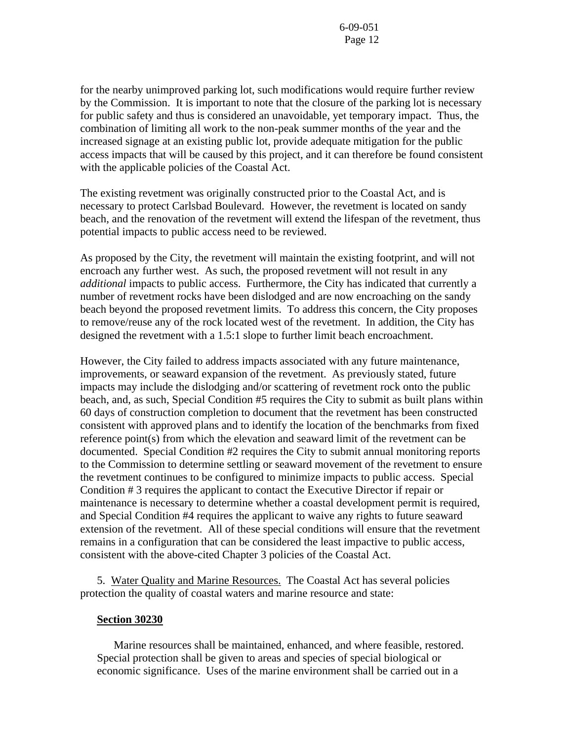for the nearby unimproved parking lot, such modifications would require further review by the Commission. It is important to note that the closure of the parking lot is necessary for public safety and thus is considered an unavoidable, yet temporary impact. Thus, the combination of limiting all work to the non-peak summer months of the year and the increased signage at an existing public lot, provide adequate mitigation for the public access impacts that will be caused by this project, and it can therefore be found consistent with the applicable policies of the Coastal Act.

The existing revetment was originally constructed prior to the Coastal Act, and is necessary to protect Carlsbad Boulevard. However, the revetment is located on sandy beach, and the renovation of the revetment will extend the lifespan of the revetment, thus potential impacts to public access need to be reviewed.

As proposed by the City, the revetment will maintain the existing footprint, and will not encroach any further west. As such, the proposed revetment will not result in any *additional* impacts to public access. Furthermore, the City has indicated that currently a number of revetment rocks have been dislodged and are now encroaching on the sandy beach beyond the proposed revetment limits. To address this concern, the City proposes to remove/reuse any of the rock located west of the revetment. In addition, the City has designed the revetment with a 1.5:1 slope to further limit beach encroachment.

However, the City failed to address impacts associated with any future maintenance, improvements, or seaward expansion of the revetment. As previously stated, future impacts may include the dislodging and/or scattering of revetment rock onto the public beach, and, as such, Special Condition #5 requires the City to submit as built plans within 60 days of construction completion to document that the revetment has been constructed consistent with approved plans and to identify the location of the benchmarks from fixed reference point(s) from which the elevation and seaward limit of the revetment can be documented. Special Condition #2 requires the City to submit annual monitoring reports to the Commission to determine settling or seaward movement of the revetment to ensure the revetment continues to be configured to minimize impacts to public access. Special Condition # 3 requires the applicant to contact the Executive Director if repair or maintenance is necessary to determine whether a coastal development permit is required, and Special Condition #4 requires the applicant to waive any rights to future seaward extension of the revetment. All of these special conditions will ensure that the revetment remains in a configuration that can be considered the least impactive to public access, consistent with the above-cited Chapter 3 policies of the Coastal Act.

5. Water Quality and Marine Resources. The Coastal Act has several policies protection the quality of coastal waters and marine resource and state:

**Section 30230**

Marine resources shall be maintained, enhanced, and where feasible, restored. Special protection shall be given to areas and species of special biological or economic significance. Uses of the marine environment shall be carried out in a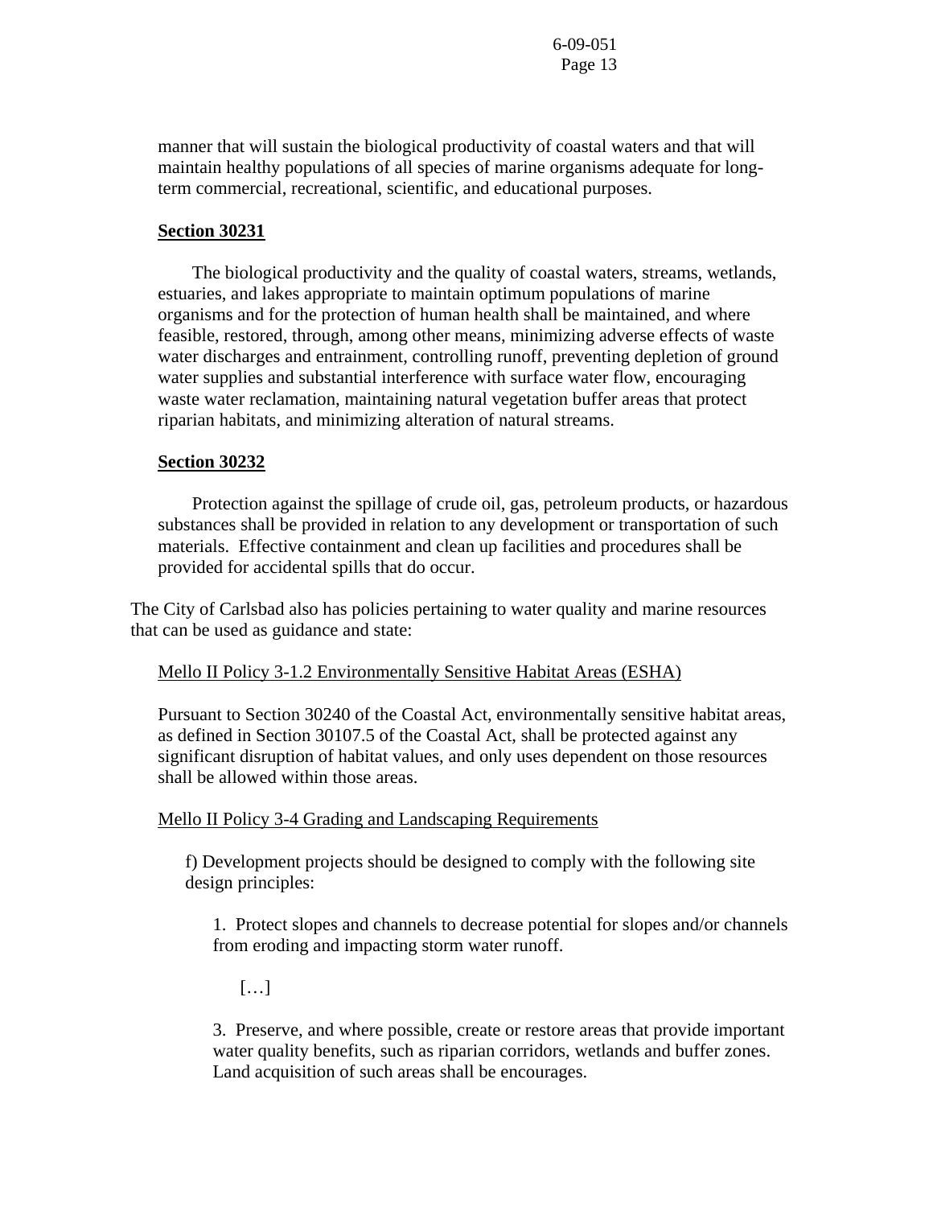manner that will sustain the biological productivity of coastal waters and that will maintain healthy populations of all species of marine organisms adequate for long-term commercial, recreational, scientific, and educational purposes.

**Section 30231**

The biological productivity and the quality of coastal waters, streams, wetlands, estuaries, and lakes appropriate to maintain optimum populations of marine organisms and for the protection of human health shall be maintained, and where feasible, restored, through, among other means, minimizing adverse effects of waste water discharges and entrainment, controlling runoff, preventing depletion of ground water supplies and substantial interference with surface water flow, encouraging waste water reclamation, maintaining natural vegetation buffer areas that protect riparian habitats, and minimizing alteration of natural streams.

**Section 30232**

Protection against the spillage of crude oil, gas, petroleum products, or hazardous substances shall be provided in relation to any development or transportation of such materials. Effective containment and clean up facilities and procedures shall be provided for accidental spills that do occur.

The City of Carlsbad also has policies pertaining to water quality and marine resources that can be used as guidance and state:

Mello II Policy 3-1.2 Environmentally Sensitive Habitat Areas (ESHA)

Pursuant to Section 30240 of the Coastal Act, environmentally sensitive habitat areas, as defined in Section 30107.5 of the Coastal Act, shall be protected against any significant disruption of habitat values, and only uses dependent on those resources shall be allowed within those areas.

Mello II Policy 3-4 Grading and Landscaping Requirements

f) Development projects should be designed to comply with the following site design principles:

1. Protect slopes and channels to decrease potential for slopes and/or channels from eroding and impacting storm water runoff.

[…]

3. Preserve, and where possible, create or restore areas that provide important water quality benefits, such as riparian corridors, wetlands and buffer zones. Land acquisition of such areas shall be encourages.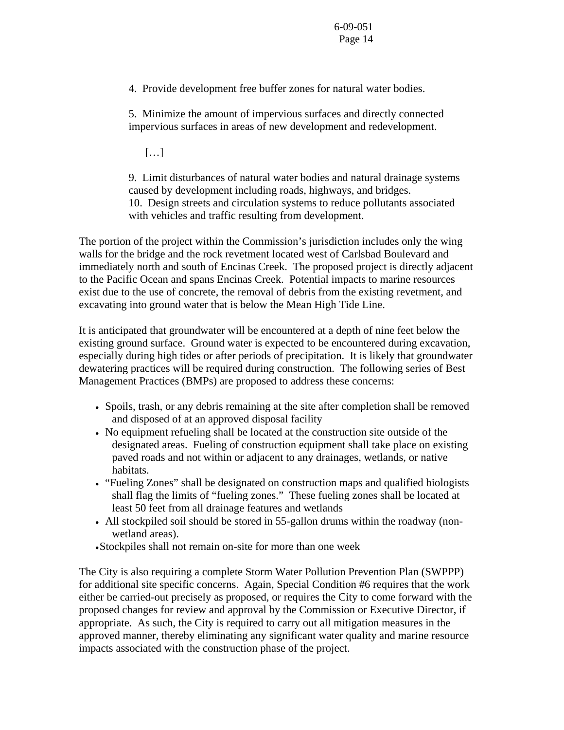4. Provide development free buffer zones for natural water bodies.

5. Minimize the amount of impervious surfaces and directly connected impervious surfaces in areas of new development and redevelopment.

[…]

9. Limit disturbances of natural water bodies and natural drainage systems caused by development including roads, highways, and bridges.
10. Design streets and circulation systems to reduce pollutants associated with vehicles and traffic resulting from development.

The portion of the project within the Commission's jurisdiction includes only the wing walls for the bridge and the rock revetment located west of Carlsbad Boulevard and immediately north and south of Encinas Creek. The proposed project is directly adjacent to the Pacific Ocean and spans Encinas Creek. Potential impacts to marine resources exist due to the use of concrete, the removal of debris from the existing revetment, and excavating into ground water that is below the Mean High Tide Line.

It is anticipated that groundwater will be encountered at a depth of nine feet below the existing ground surface. Ground water is expected to be encountered during excavation, especially during high tides or after periods of precipitation. It is likely that groundwater dewatering practices will be required during construction. The following series of Best Management Practices (BMPs) are proposed to address these concerns:

- Spoils, trash, or any debris remaining at the site after completion shall be removed and disposed of at an approved disposal facility
- No equipment refueling shall be located at the construction site outside of the designated areas. Fueling of construction equipment shall take place on existing paved roads and not within or adjacent to any drainages, wetlands, or native habitats.
- "Fueling Zones" shall be designated on construction maps and qualified biologists shall flag the limits of "fueling zones." These fueling zones shall be located at least 50 feet from all drainage features and wetlands
- All stockpiled soil should be stored in 55-gallon drums within the roadway (non-wetland areas).
- Stockpiles shall not remain on-site for more than one week

The City is also requiring a complete Storm Water Pollution Prevention Plan (SWPPP) for additional site specific concerns. Again, Special Condition #6 requires that the work either be carried-out precisely as proposed, or requires the City to come forward with the proposed changes for review and approval by the Commission or Executive Director, if appropriate. As such, the City is required to carry out all mitigation measures in the approved manner, thereby eliminating any significant water quality and marine resource impacts associated with the construction phase of the project.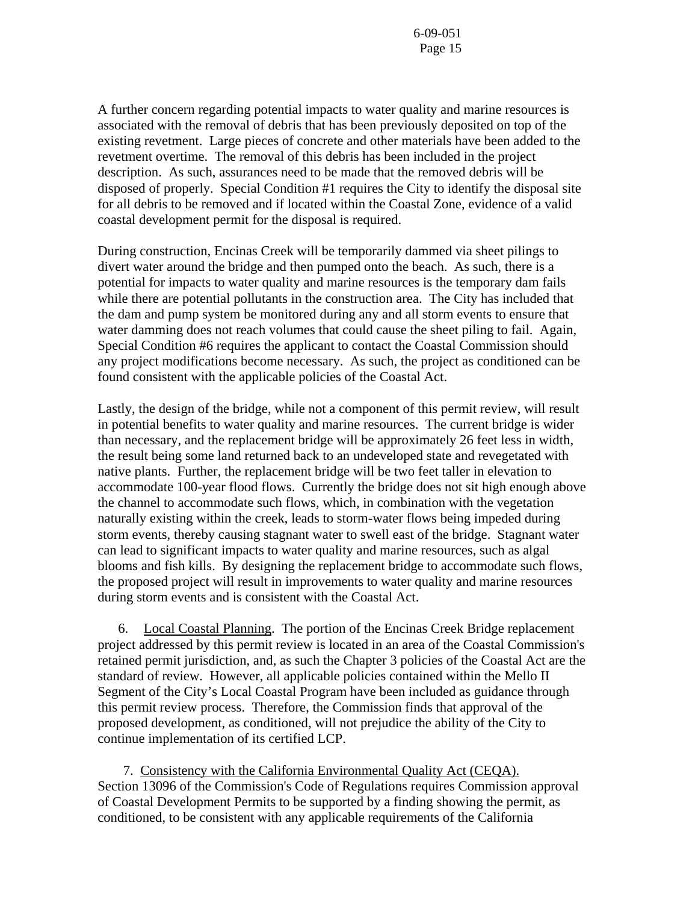A further concern regarding potential impacts to water quality and marine resources is associated with the removal of debris that has been previously deposited on top of the existing revetment. Large pieces of concrete and other materials have been added to the revetment overtime. The removal of this debris has been included in the project description. As such, assurances need to be made that the removed debris will be disposed of properly. Special Condition #1 requires the City to identify the disposal site for all debris to be removed and if located within the Coastal Zone, evidence of a valid coastal development permit for the disposal is required.

During construction, Encinas Creek will be temporarily dammed via sheet pilings to divert water around the bridge and then pumped onto the beach. As such, there is a potential for impacts to water quality and marine resources is the temporary dam fails while there are potential pollutants in the construction area. The City has included that the dam and pump system be monitored during any and all storm events to ensure that water damming does not reach volumes that could cause the sheet piling to fail. Again, Special Condition #6 requires the applicant to contact the Coastal Commission should any project modifications become necessary. As such, the project as conditioned can be found consistent with the applicable policies of the Coastal Act.

Lastly, the design of the bridge, while not a component of this permit review, will result in potential benefits to water quality and marine resources. The current bridge is wider than necessary, and the replacement bridge will be approximately 26 feet less in width, the result being some land returned back to an undeveloped state and revegetated with native plants. Further, the replacement bridge will be two feet taller in elevation to accommodate 100-year flood flows. Currently the bridge does not sit high enough above the channel to accommodate such flows, which, in combination with the vegetation naturally existing within the creek, leads to storm-water flows being impeded during storm events, thereby causing stagnant water to swell east of the bridge. Stagnant water can lead to significant impacts to water quality and marine resources, such as algal blooms and fish kills. By designing the replacement bridge to accommodate such flows, the proposed project will result in improvements to water quality and marine resources during storm events and is consistent with the Coastal Act.

6. Local Coastal Planning. The portion of the Encinas Creek Bridge replacement project addressed by this permit review is located in an area of the Coastal Commission's retained permit jurisdiction, and, as such the Chapter 3 policies of the Coastal Act are the standard of review. However, all applicable policies contained within the Mello II Segment of the City's Local Coastal Program have been included as guidance through this permit review process. Therefore, the Commission finds that approval of the proposed development, as conditioned, will not prejudice the ability of the City to continue implementation of its certified LCP.

7. Consistency with the California Environmental Quality Act (CEQA). Section 13096 of the Commission's Code of Regulations requires Commission approval of Coastal Development Permits to be supported by a finding showing the permit, as conditioned, to be consistent with any applicable requirements of the California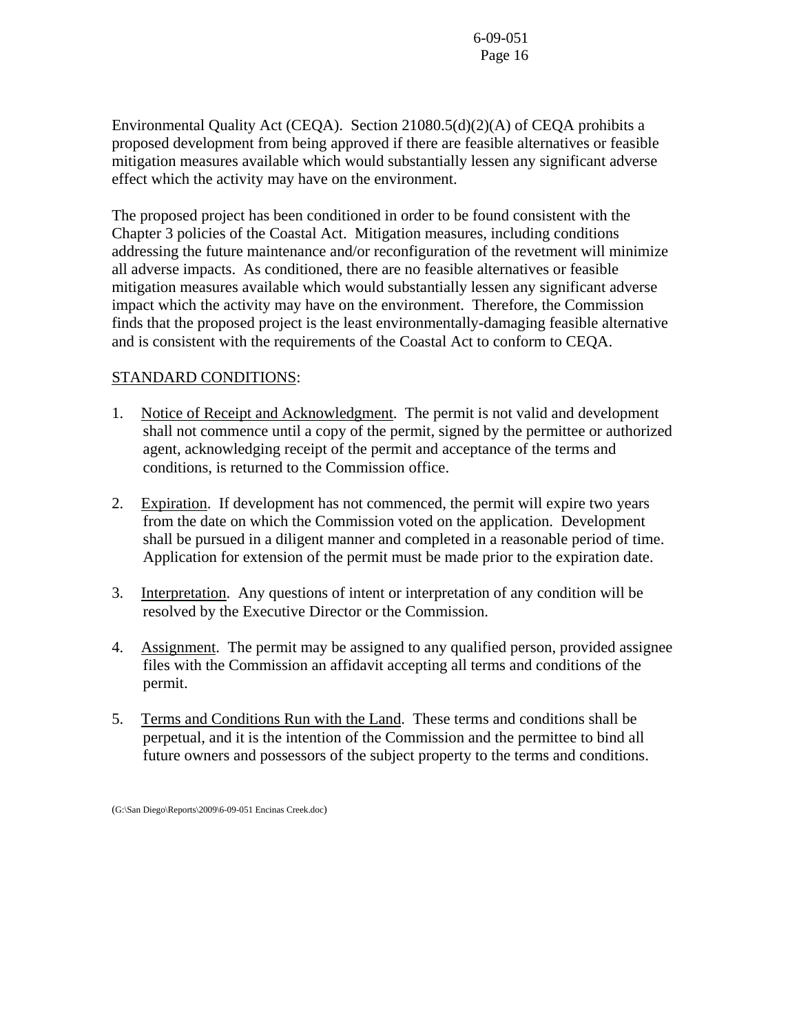Environmental Quality Act (CEQA). Section 21080.5(d)(2)(A) of CEQA prohibits a proposed development from being approved if there are feasible alternatives or feasible mitigation measures available which would substantially lessen any significant adverse effect which the activity may have on the environment.

The proposed project has been conditioned in order to be found consistent with the Chapter 3 policies of the Coastal Act. Mitigation measures, including conditions addressing the future maintenance and/or reconfiguration of the revetment will minimize all adverse impacts. As conditioned, there are no feasible alternatives or feasible mitigation measures available which would substantially lessen any significant adverse impact which the activity may have on the environment. Therefore, the Commission finds that the proposed project is the least environmentally-damaging feasible alternative and is consistent with the requirements of the Coastal Act to conform to CEQA.

<u>STANDARD CONDITIONS</u>:

1. <u>Notice of Receipt and Acknowledgment</u>. The permit is not valid and development shall not commence until a copy of the permit, signed by the permittee or authorized agent, acknowledging receipt of the permit and acceptance of the terms and conditions, is returned to the Commission office.

2. <u>Expiration</u>. If development has not commenced, the permit will expire two years from the date on which the Commission voted on the application. Development shall be pursued in a diligent manner and completed in a reasonable period of time. Application for extension of the permit must be made prior to the expiration date.

3. <u>Interpretation</u>. Any questions of intent or interpretation of any condition will be resolved by the Executive Director or the Commission.

4. <u>Assignment</u>. The permit may be assigned to any qualified person, provided assignee files with the Commission an affidavit accepting all terms and conditions of the permit.

5. <u>Terms and Conditions Run with the Land</u>. These terms and conditions shall be perpetual, and it is the intention of the Commission and the permittee to bind all future owners and possessors of the subject property to the terms and conditions.

(G:\San Diego\Reports\2009\6-09-051 Encinas Creek.doc)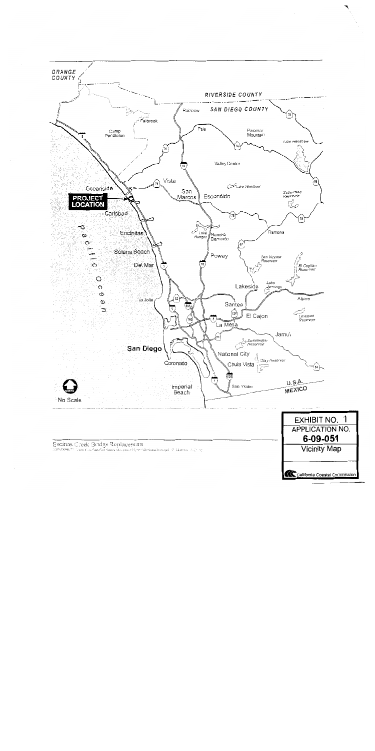ORANGE COUNTY

RIVERSIDE COUNTY

SAN DIEGO COUNTY

Rainbow

Fallbrook

Camp Pendleton

Pala

Palomar Mountain

Lake Henshaw

Valley Center

Lake Wohlford

Vista

Oceanside

San Marcos

Escondido

Sutherland Reservoir

**PROJECT LOCATION**

Carlsbad

Pacific Ocean

Encinitas

Lake Hodges

Rancho Bernardo

Ramona

Solana Beach

Poway

San Vicente Reservoir

El Capitan Reservoir

Del Mar

Lakeside

Lake Jennings

La Jolla

Alpine

Santee

El Cajon

Loveland Reservoir

La Mesa

Jamul

Sweetwater Reservoir

San Diego

National City

Coronado

Otay Reservoir

Chula Vista

Imperial Beach

San Ysidro

U.S.A.

MEXICO

No Scale

Encinas Creek Bridge Replacement

| EXHIBIT NO. 1 |
| --- |
| APPLICATION NO. **6-09-051** |
| Vicinity Map |
| California Coastal Commission |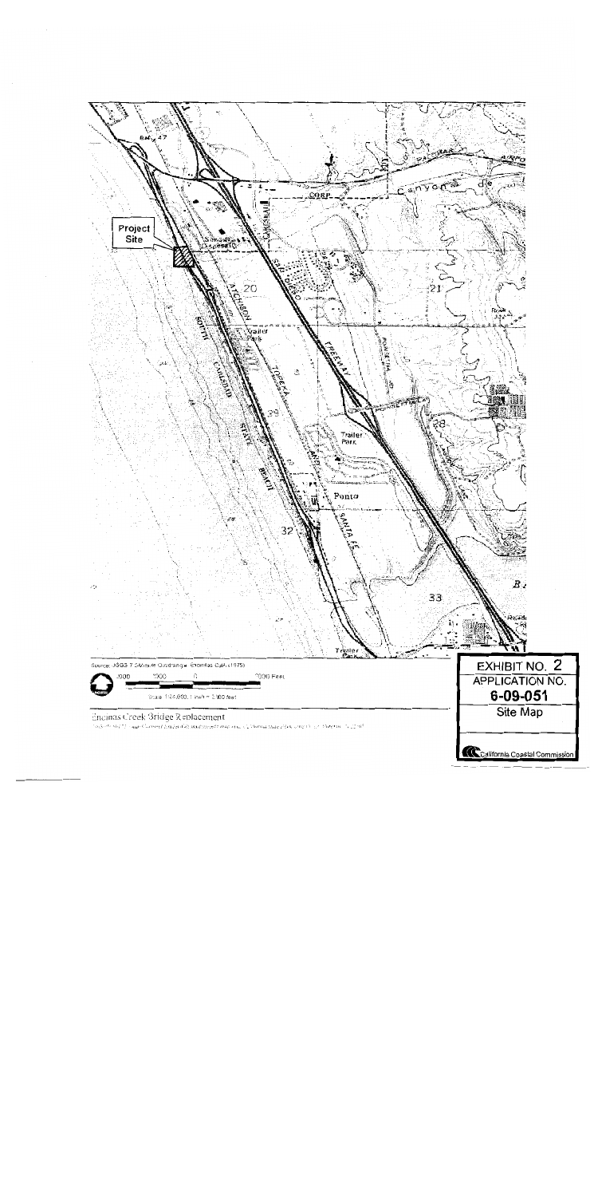Project Site

Source: USGS 7.5-Minute Quadrangle: Encinitas Calif. (1975)

2000 1000 0 2000 Feet

Scale 1:24,000, 1 inch = 2000 feet

Encinas Creek Bridge Replacement

EXHIBIT NO. 2

APPLICATION NO.

**6-09-051**

Site Map

California Coastal Commission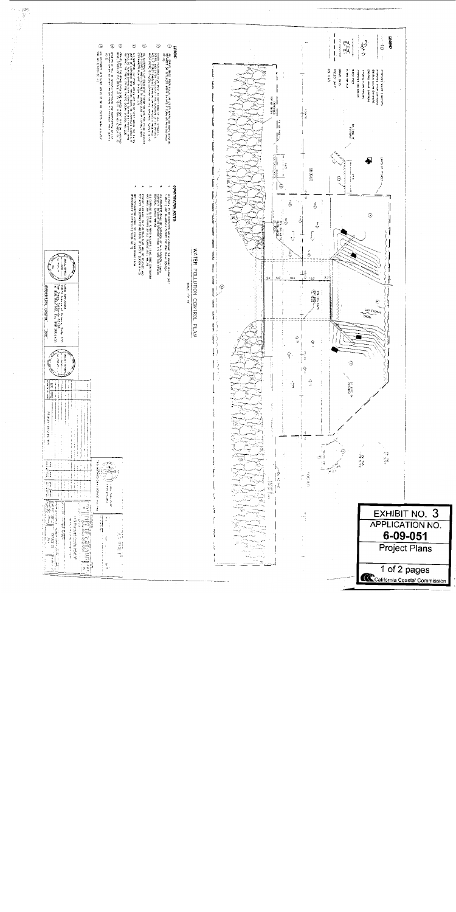WATER POLLUTION CONTROL PLAN

EXHIBIT NO. 3

APPLICATION NO.

**6-09-051**

Project Plans

1 of 2 pages

California Coastal Commission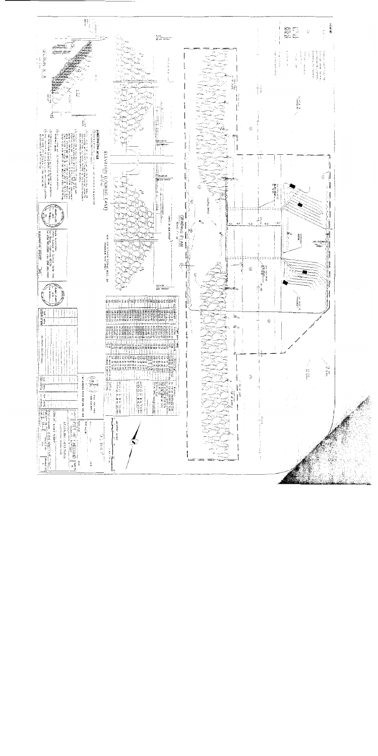GRADING PLAN

ELEVATION (LOOKING EAST)

SECTION A-A

CONSTRUCTION NOTES

AS BUILT

CITY OF CARLSBAD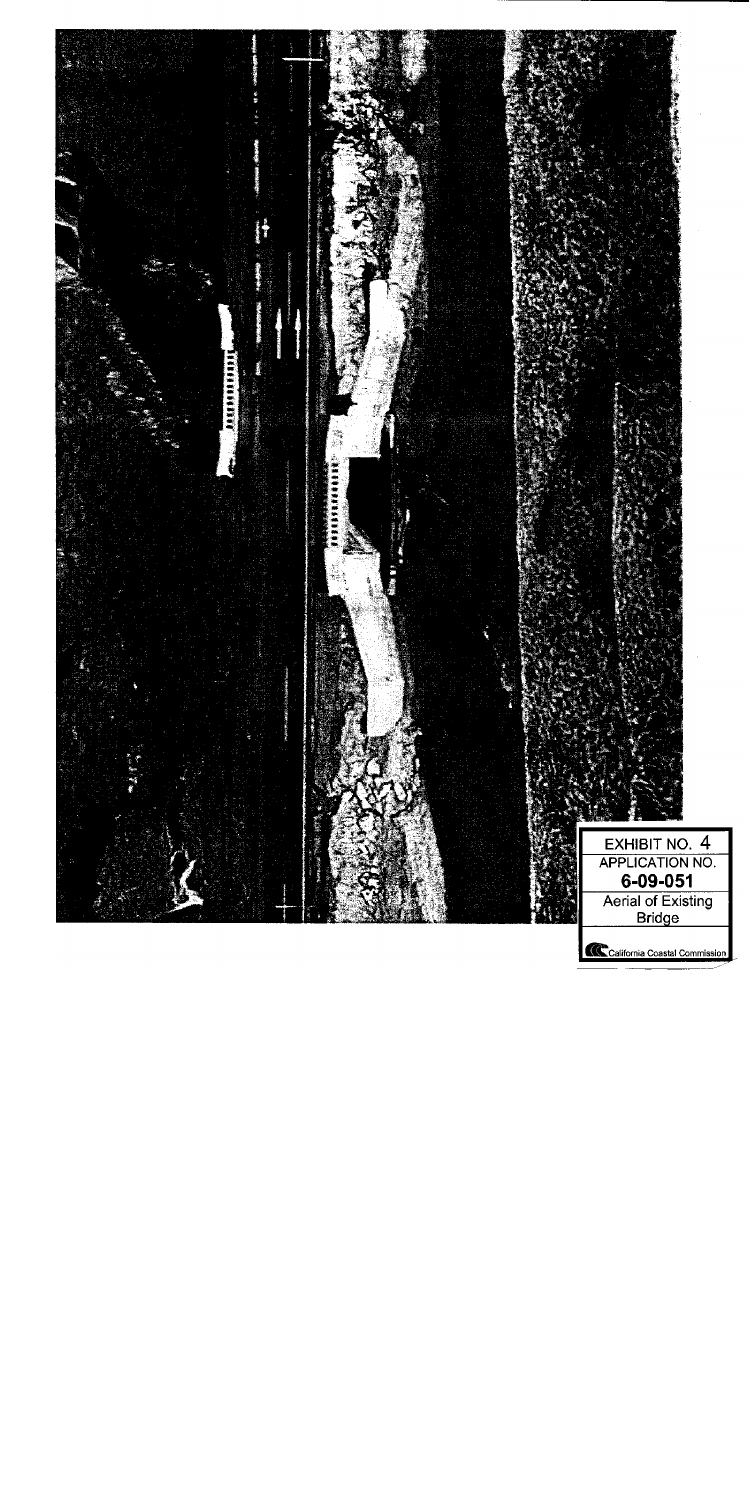EXHIBIT NO. 4

APPLICATION NO.

**6-09-051**

Aerial of Existing Bridge

California Coastal Commission